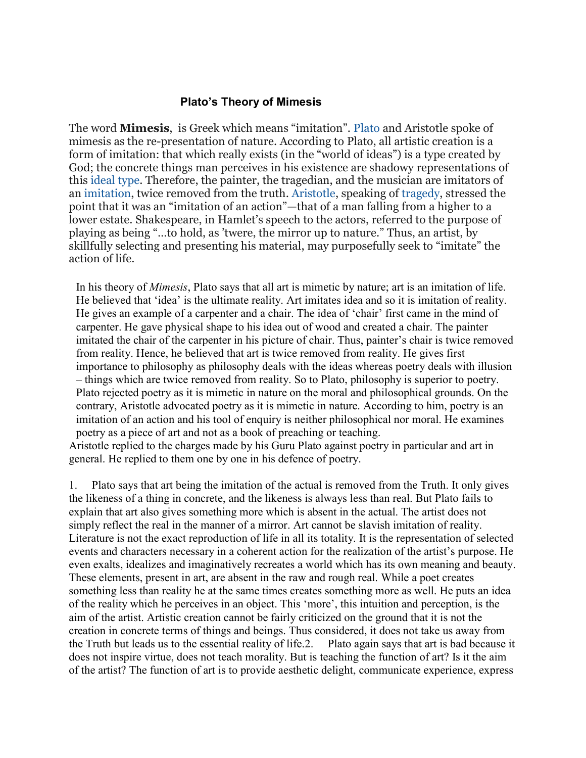## Plato's Theory of Mimesis

The word **Mimesis**, is Greek which means "imitation". Plato and Aristotle spoke of mimesis as the re-presentation of nature. According to Plato, all artistic creation is a form of imitation: that which really exists (in the "world of ideas") is a type created by God; the concrete things man perceives in his existence are shadowy representations of this ideal type. Therefore, the painter, the tragedian, and the musician are imitators of an imitation, twice removed from the truth. Aristotle, speaking of tragedy, stressed the point that it was an "imitation of an action"—that of a man falling from a higher to a lower estate. Shakespeare, in Hamlet's speech to the actors, referred to the purpose of playing as being "...to hold, as 'twere, the mirror up to nature." Thus, an artist, by skillfully selecting and presenting his material, may purposefully seek to "imitate" the action of life.

In his theory of *Mimesis*, Plato says that all art is mimetic by nature; art is an imitation of life. He believed that 'idea' is the ultimate reality. Art imitates idea and so it is imitation of reality. He gives an example of a carpenter and a chair. The idea of 'chair' first came in the mind of carpenter. He gave physical shape to his idea out of wood and created a chair. The painter imitated the chair of the carpenter in his picture of chair. Thus, painter's chair is twice removed from reality. Hence, he believed that art is twice removed from reality. He gives first importance to philosophy as philosophy deals with the ideas whereas poetry deals with illusion – things which are twice removed from reality. So to Plato, philosophy is superior to poetry. Plato rejected poetry as it is mimetic in nature on the moral and philosophical grounds. On the contrary, Aristotle advocated poetry as it is mimetic in nature. According to him, poetry is an imitation of an action and his tool of enquiry is neither philosophical nor moral. He examines poetry as a piece of art and not as a book of preaching or teaching.

Aristotle replied to the charges made by his Guru Plato against poetry in particular and art in general. He replied to them one by one in his defence of poetry.

1. Plato says that art being the imitation of the actual is removed from the Truth. It only gives the likeness of a thing in concrete, and the likeness is always less than real. But Plato fails to explain that art also gives something more which is absent in the actual. The artist does not simply reflect the real in the manner of a mirror. Art cannot be slavish imitation of reality. Literature is not the exact reproduction of life in all its totality. It is the representation of selected events and characters necessary in a coherent action for the realization of the artist's purpose. He even exalts, idealizes and imaginatively recreates a world which has its own meaning and beauty. These elements, present in art, are absent in the raw and rough real. While a poet creates something less than reality he at the same times creates something more as well. He puts an idea of the reality which he perceives in an object. This 'more', this intuition and perception, is the aim of the artist. Artistic creation cannot be fairly criticized on the ground that it is not the creation in concrete terms of things and beings. Thus considered, it does not take us away from the Truth but leads us to the essential reality of life.

2. Plato again says that art is bad because it does not inspire virtue, does not teach morality. But is teaching the function of art? Is it the aim of the artist? The function of art is to provide aesthetic delight, communicate experience, express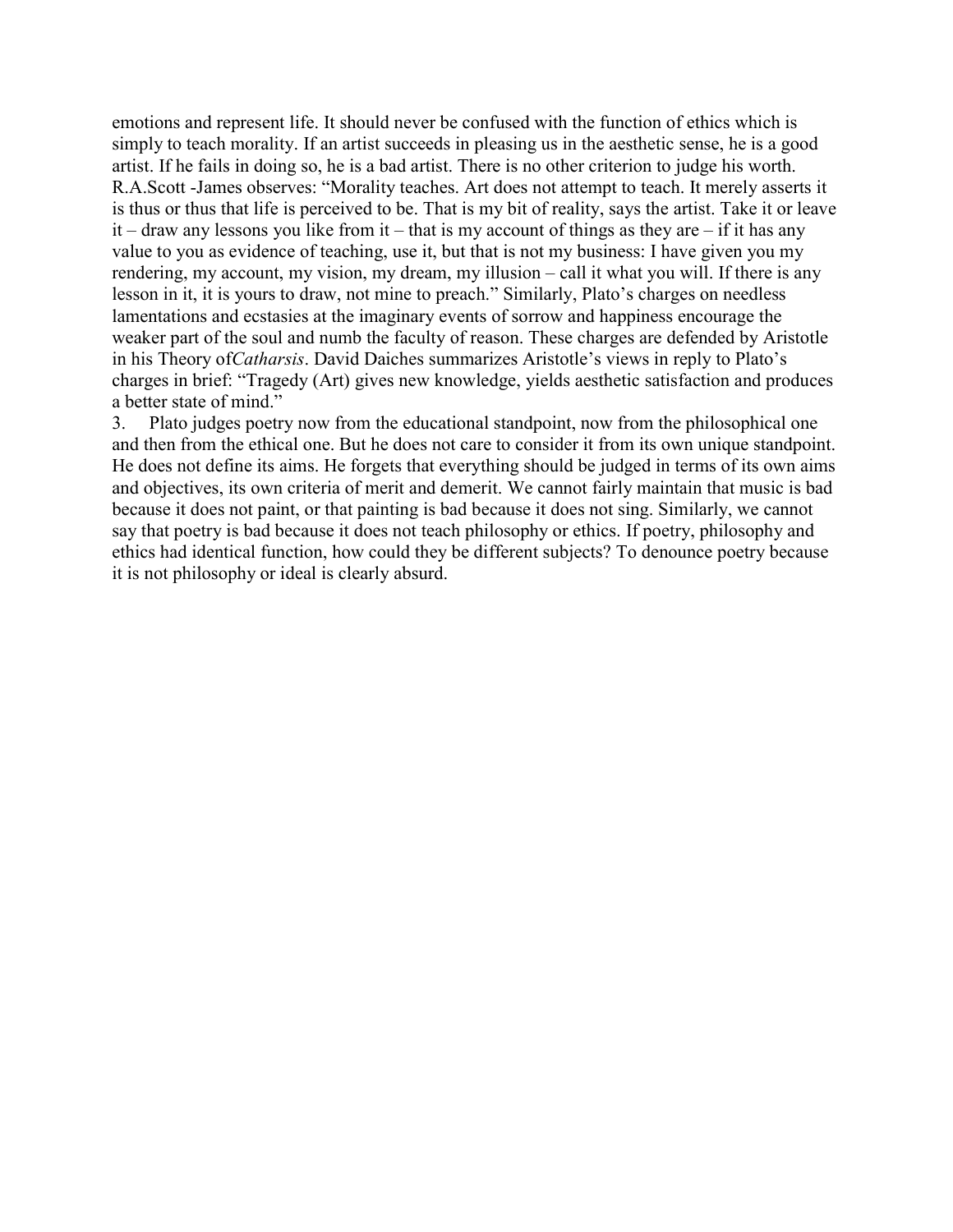emotions and represent life. It should never be confused with the function of ethics which is simply to teach morality. If an artist succeeds in pleasing us in the aesthetic sense, he is a good artist. If he fails in doing so, he is a bad artist. There is no other criterion to judge his worth. R.A.Scott -James observes: "Morality teaches. Art does not attempt to teach. It merely asserts it is thus or thus that life is perceived to be. That is my bit of reality, says the artist. Take it or leave it – draw any lessons you like from it – that is my account of things as they are – if it has any value to you as evidence of teaching, use it, but that is not my business: I have given you my rendering, my account, my vision, my dream, my illusion – call it what you will. If there is any lesson in it, it is yours to draw, not mine to preach." Similarly, Plato's charges on needless lamentations and ecstasies at the imaginary events of sorrow and happiness encourage the weaker part of the soul and numb the faculty of reason. These charges are defended by Aristotle in his Theory of*Catharsis*. David Daiches summarizes Aristotle's views in reply to Plato's charges in brief: "Tragedy (Art) gives new knowledge, yields aesthetic satisfaction and produces a better state of mind."

3. Plato judges poetry now from the educational standpoint, now from the philosophical one and then from the ethical one. But he does not care to consider it from its own unique standpoint. He does not define its aims. He forgets that everything should be judged in terms of its own aims and objectives, its own criteria of merit and demerit. We cannot fairly maintain that music is bad because it does not paint, or that painting is bad because it does not sing. Similarly, we cannot say that poetry is bad because it does not teach philosophy or ethics. If poetry, philosophy and ethics had identical function, how could they be different subjects? To denounce poetry because it is not philosophy or ideal is clearly absurd.